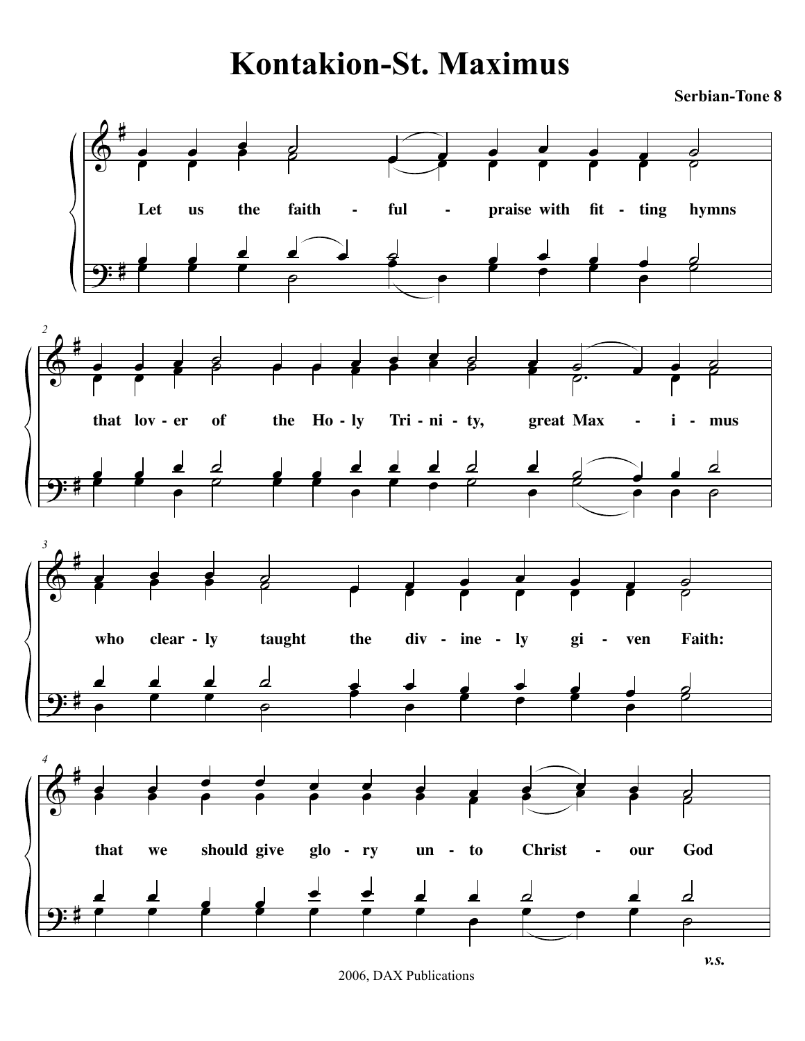# Kontakion-St. Maximus

**Serbian-Tone 8**

Let us the faith - ful - praise with fit - ting hymns

that lov - er of the Ho - ly Tri - ni - ty, great Max - i - mus

who clear - ly taught the div - ine - ly gi - ven Faith:

that we should give glo - ry un - to Christ - our God

*v.s.*

2006, DAX Publications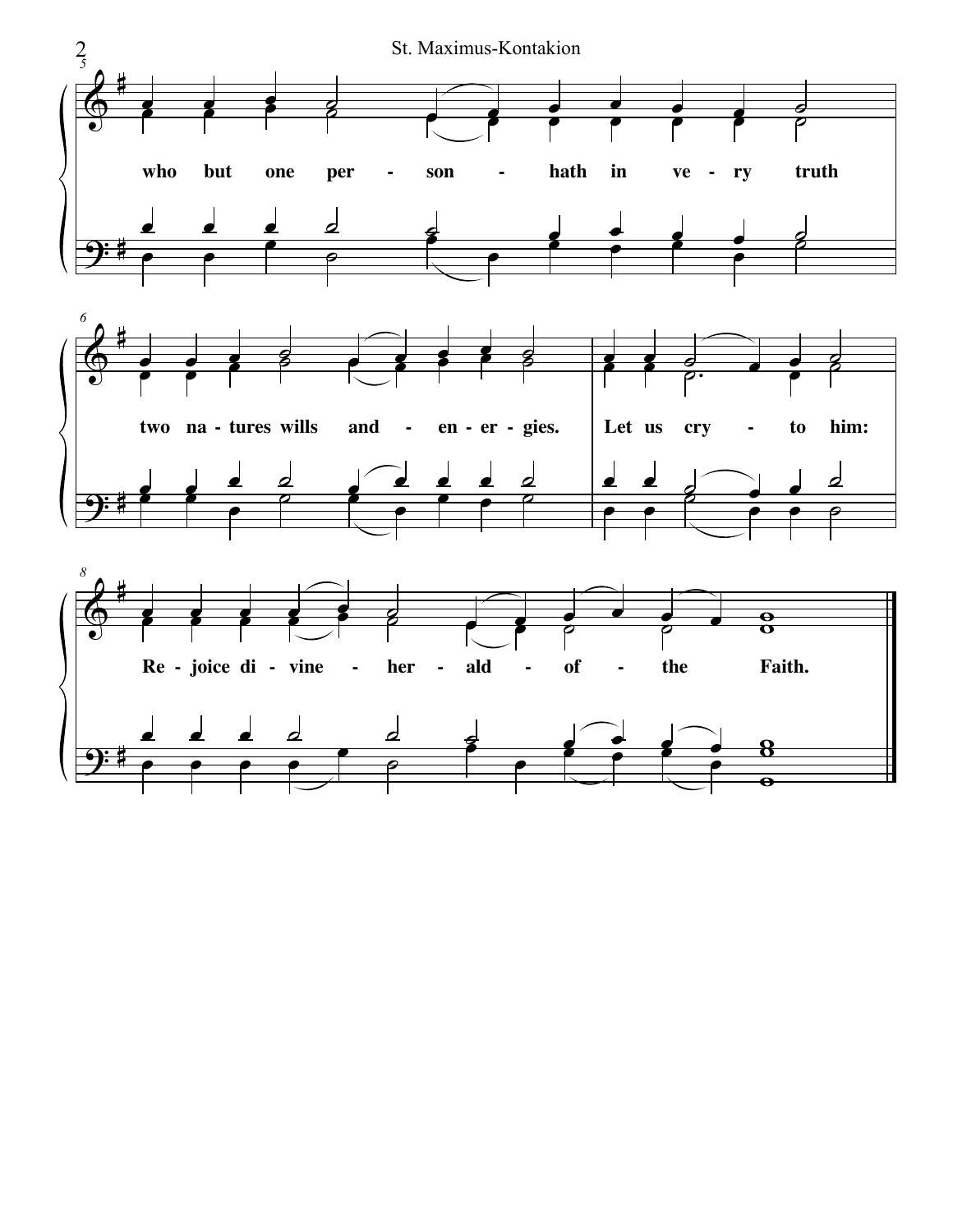who but one per - son - hath in ve - ry truth

two na - tures wills and - en - er - gies. Let us cry - to him:

Re - joice di - vine - her - ald - of - the Faith.